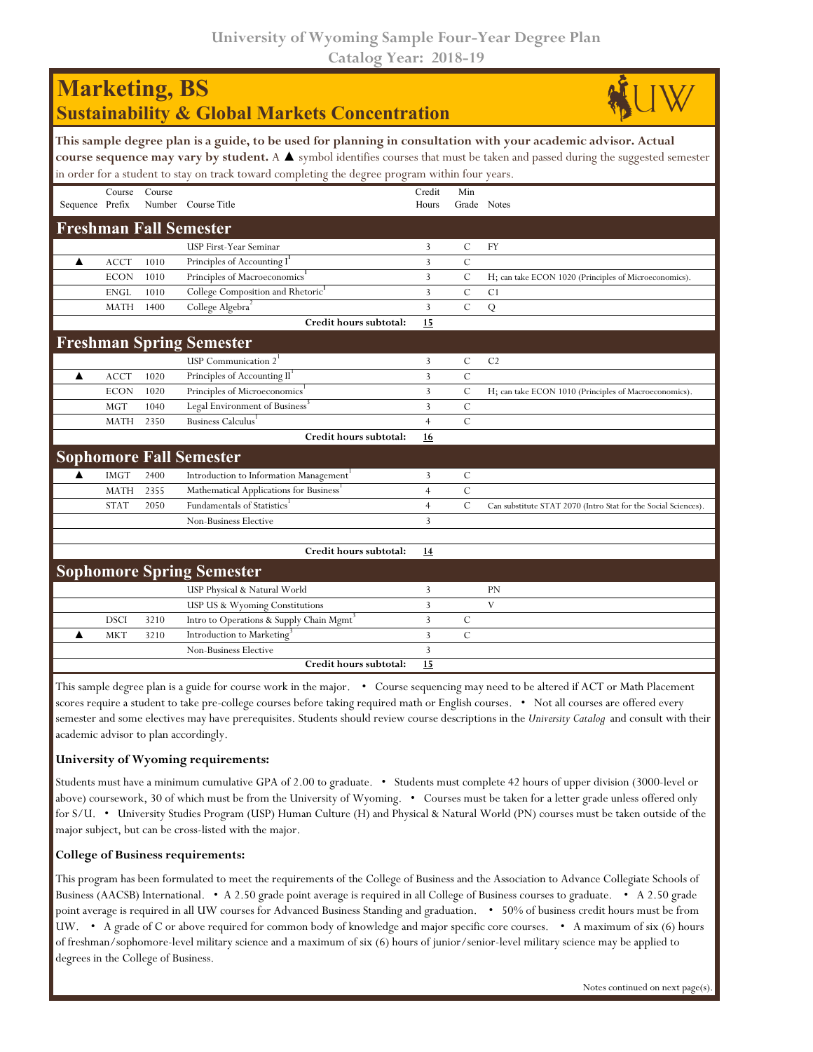# University of Wyoming Sample Four-Year Degree Plan
## Catalog Year: 2018-19

# Marketing, BS
## Sustainability & Global Markets Concentration

**This sample degree plan is a guide, to be used for planning in consultation with your academic advisor. Actual course sequence may vary by student.** A ▲ symbol identifies courses that must be taken and passed during the suggested semester in order for a student to stay on track toward completing the degree program within four years.

| Sequence | Course Prefix | Course Number | Course Title | Credit Hours | Min Grade | Notes |
|---|---|---|---|---|---|---|
| **Freshman Fall Semester** | | | | | | |
| | | | USP First-Year Seminar | 3 | C | FY |
| ▲ | ACCT | 1010 | Principles of Accounting I[1] | 3 | C | |
| | ECON | 1010 | Principles of Macroeconomics[1] | 3 | C | H; can take ECON 1020 (Principles of Microeconomics). |
| | ENGL | 1010 | College Composition and Rhetoric[1] | 3 | C | C1 |
| | MATH | 1400 | College Algebra[2] | 3 | C | Q |
| | | | **Credit hours subtotal:** | **15** | | |
| **Freshman Spring Semester** | | | | | | |
| | | | USP Communication 2[1] | 3 | C | C2 |
| ▲ | ACCT | 1020 | Principles of Accounting II[1] | 3 | C | |
| | ECON | 1020 | Principles of Microeconomics[1] | 3 | C | H; can take ECON 1010 (Principles of Macroeconomics). |
| | MGT | 1040 | Legal Environment of Business[3] | 3 | C | |
| | MATH | 2350 | Business Calculus[1] | 4 | C | |
| | | | **Credit hours subtotal:** | **16** | | |
| **Sophomore Fall Semester** | | | | | | |
| ▲ | IMGT | 2400 | Introduction to Information Management[1] | 3 | C | |
| | MATH | 2355 | Mathematical Applications for Business[1] | 4 | C | |
| | STAT | 2050 | Fundamentals of Statistics[1] | 4 | C | Can substitute STAT 2070 (Intro Stat for the Social Sciences). |
| | | | Non-Business Elective | 3 | | |
| | | | | | | |
| | | | **Credit hours subtotal:** | **14** | | |
| **Sophomore Spring Semester** | | | | | | |
| | | | USP Physical & Natural World | 3 | | PN |
| | | | USP US & Wyoming Constitutions | 3 | | V |
| | DSCI | 3210 | Intro to Operations & Supply Chain Mgmt[3] | 3 | C | |
| ▲ | MKT | 3210 | Introduction to Marketing[3] | 3 | C | |
| | | | Non-Business Elective | 3 | | |
| | | | **Credit hours subtotal:** | **15** | | |

This sample degree plan is a guide for course work in the major. • Course sequencing may need to be altered if ACT or Math Placement scores require a student to take pre-college courses before taking required math or English courses. • Not all courses are offered every semester and some electives may have prerequisites. Students should review course descriptions in the *University Catalog* and consult with their academic advisor to plan accordingly.

### University of Wyoming requirements:

Students must have a minimum cumulative GPA of 2.00 to graduate. • Students must complete 42 hours of upper division (3000-level or above) coursework, 30 of which must be from the University of Wyoming. • Courses must be taken for a letter grade unless offered only for S/U. • University Studies Program (USP) Human Culture (H) and Physical & Natural World (PN) courses must be taken outside of the major subject, but can be cross-listed with the major.

### College of Business requirements:

This program has been formulated to meet the requirements of the College of Business and the Association to Advance Collegiate Schools of Business (AACSB) International. • A 2.50 grade point average is required in all College of Business courses to graduate. • A 2.50 grade point average is required in all UW courses for Advanced Business Standing and graduation. • 50% of business credit hours must be from UW. • A grade of C or above required for common body of knowledge and major specific core courses. • A maximum of six (6) hours of freshman/sophomore-level military science and a maximum of six (6) hours of junior/senior-level military science may be applied to degrees in the College of Business.

Notes continued on next page(s).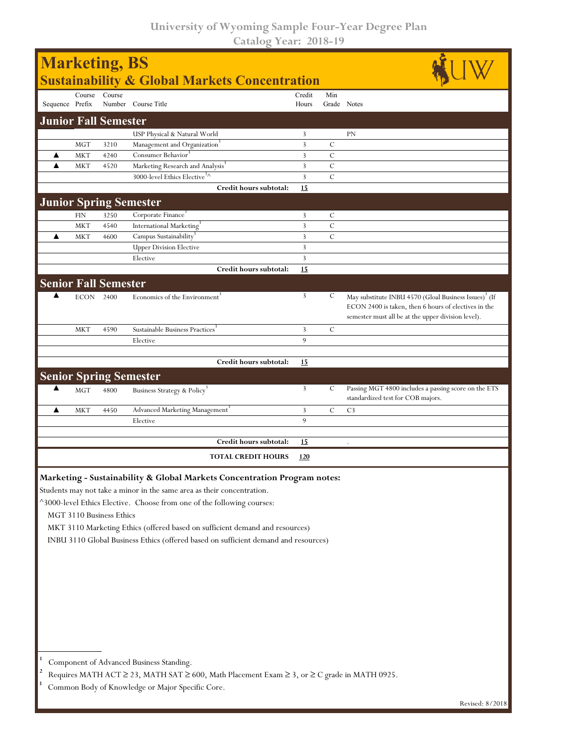University of Wyoming Sample Four-Year Degree Plan
Catalog Year: 2018-19

# Marketing, BS
## Sustainability & Global Markets Concentration

| Sequence | Course Prefix | Course Number | Course Title | Credit Hours | Min Grade | Notes |
|---|---|---|---|---|---|---|
| **Junior Fall Semester** | | | | | | |
| | | | USP Physical & Natural World | 3 | | PN |
| | MGT | 3210 | Management and Organization[3] | 3 | C | |
| ▲ | MKT | 4240 | Consumer Behavior[3] | 3 | C | |
| ▲ | MKT | 4520 | Marketing Research and Analysis[3] | 3 | C | |
| | | | 3000-level Ethics Elective[3]^ | 3 | C | |
| | | | **Credit hours subtotal:** | **15** | | |
| **Junior Spring Semester** | | | | | | |
| | FIN | 3250 | Corporate Finance[3] | 3 | C | |
| | MKT | 4540 | International Marketing[3] | 3 | C | |
| ▲ | MKT | 4600 | Campus Sustainability[3] | 3 | C | |
| | | | Upper Division Elective | 3 | | |
| | | | Elective | 3 | | |
| | | | **Credit hours subtotal:** | **15** | | |
| **Senior Fall Semester** | | | | | | |
| ▲ | ECON | 2400 | Economics of the Environment[3] | 3 | C | May substitute INBU 4570 (Gloal Business Issues)[3] (If ECON 2400 is taken, then 6 hours of electives in the semester must all be at the upper division level). |
| | MKT | 4590 | Sustainable Business Practices[3] | 3 | C | |
| | | | Elective | 9 | | |
| | | | **Credit hours subtotal:** | **15** | | |
| **Senior Spring Semester** | | | | | | |
| ▲ | MGT | 4800 | Business Strategy & Policy[3] | 3 | C | Passing MGT 4800 includes a passing score on the ETS standardized test for COB majors. |
| ▲ | MKT | 4450 | Advanced Marketing Management[3] | 3 | C | C3 |
| | | | Elective | 9 | | |
| | | | **Credit hours subtotal:** | **15** | | . |
| | | | **TOTAL CREDIT HOURS** | **120** | | |

**Marketing - Sustainability & Global Markets Concentration Program notes:**

Students may not take a minor in the same area as their concentration.

^3000-level Ethics Elective. Choose from one of the following courses:

- MGT 3110 Business Ethics
- MKT 3110 Marketing Ethics (offered based on sufficient demand and resources)
- INBU 3110 Global Business Ethics (offered based on sufficient demand and resources)

[1] Component of Advanced Business Standing.

[2] Requires MATH ACT ≥ 23, MATH SAT ≥ 600, Math Placement Exam ≥ 3, or ≥ C grade in MATH 0925.

[3] Common Body of Knowledge or Major Specific Core.

Revised: 8/2018